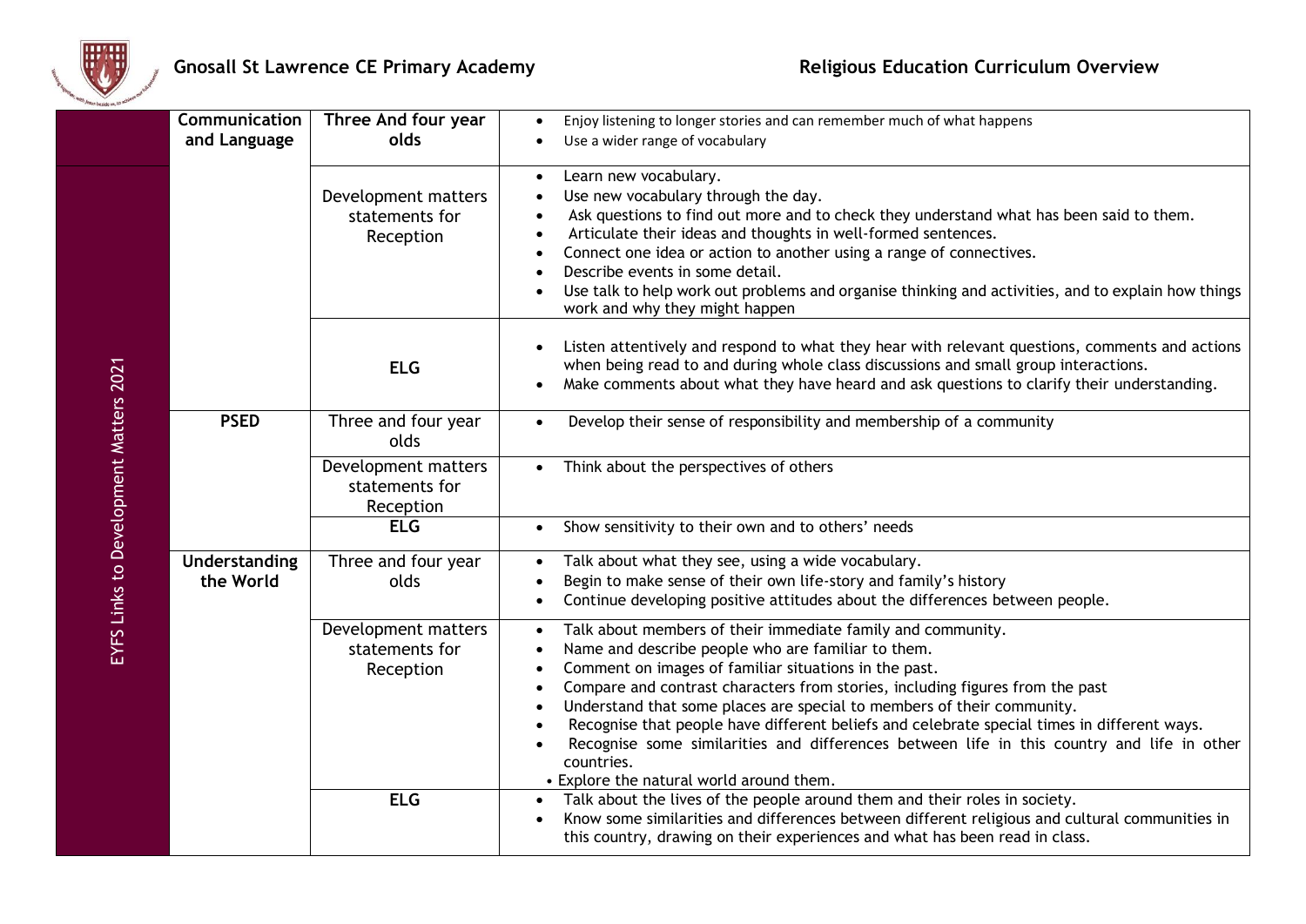**Gnosall St Lawrence CE Primary Academy** **Religious Education Curriculum Overview**

| EYFS Links to Development Matters 2021 | Area | Stage | Statements |
|---|---|---|---|
| | **Communication and Language** | **Three And four year olds** | • Enjoy listening to longer stories and can remember much of what happens<br>• Use a wider range of vocabulary |
| | | Development matters statements for Reception | • Learn new vocabulary.<br>• Use new vocabulary through the day.<br>• Ask questions to find out more and to check they understand what has been said to them.<br>• Articulate their ideas and thoughts in well-formed sentences.<br>• Connect one idea or action to another using a range of connectives.<br>• Describe events in some detail.<br>• Use talk to help work out problems and organise thinking and activities, and to explain how things work and why they might happen |
| | | **ELG** | • Listen attentively and respond to what they hear with relevant questions, comments and actions when being read to and during whole class discussions and small group interactions.<br>• Make comments about what they have heard and ask questions to clarify their understanding. |
| | **PSED** | Three and four year olds | • Develop their sense of responsibility and membership of a community |
| | | Development matters statements for Reception | • Think about the perspectives of others |
| | | **ELG** | • Show sensitivity to their own and to others' needs |
| | **Understanding the World** | Three and four year olds | • Talk about what they see, using a wide vocabulary.<br>• Begin to make sense of their own life-story and family's history<br>• Continue developing positive attitudes about the differences between people. |
| | | Development matters statements for Reception | • Talk about members of their immediate family and community.<br>• Name and describe people who are familiar to them.<br>• Comment on images of familiar situations in the past.<br>• Compare and contrast characters from stories, including figures from the past<br>• Understand that some places are special to members of their community.<br>• Recognise that people have different beliefs and celebrate special times in different ways.<br>• Recognise some similarities and differences between life in this country and life in other countries.<br>• Explore the natural world around them. |
| | | **ELG** | • Talk about the lives of the people around them and their roles in society.<br>• Know some similarities and differences between different religious and cultural communities in this country, drawing on their experiences and what has been read in class. |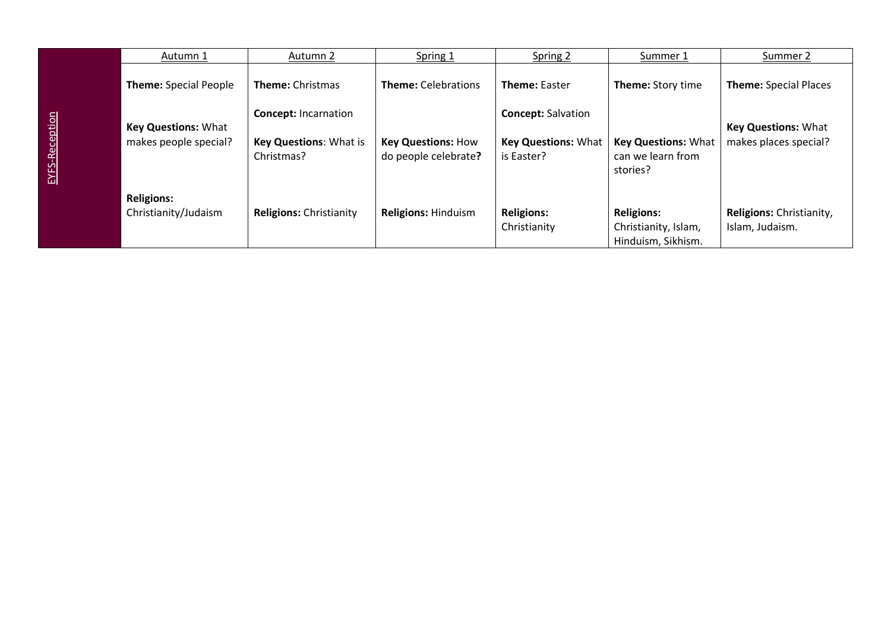| | Autumn 1 | Autumn 2 | Spring 1 | Spring 2 | Summer 1 | Summer 2 |
|---|---|---|---|---|---|---|
| EYFS-Reception | **Theme:** Special People<br><br>**Key Questions:** What makes people special?<br><br>**Religions:** Christianity/Judaism | **Theme:** Christmas<br><br>**Concept:** Incarnation<br><br>**Key Questions**: What is Christmas?<br><br>**Religions:** Christianity | **Theme:** Celebrations<br><br>**Key Questions:** How do people celebrate**?**<br><br>**Religions:** Hinduism | **Theme:** Easter<br><br>**Concept:** Salvation<br><br>**Key Questions:** What is Easter?<br><br>**Religions:** Christianity | **Theme:** Story time<br><br>**Key Questions:** What can we learn from stories?<br><br>**Religions:** Christianity, Islam, Hinduism, Sikhism. | **Theme:** Special Places<br><br>**Key Questions:** What makes places special?<br><br>**Religions:** Christianity, Islam, Judaism. |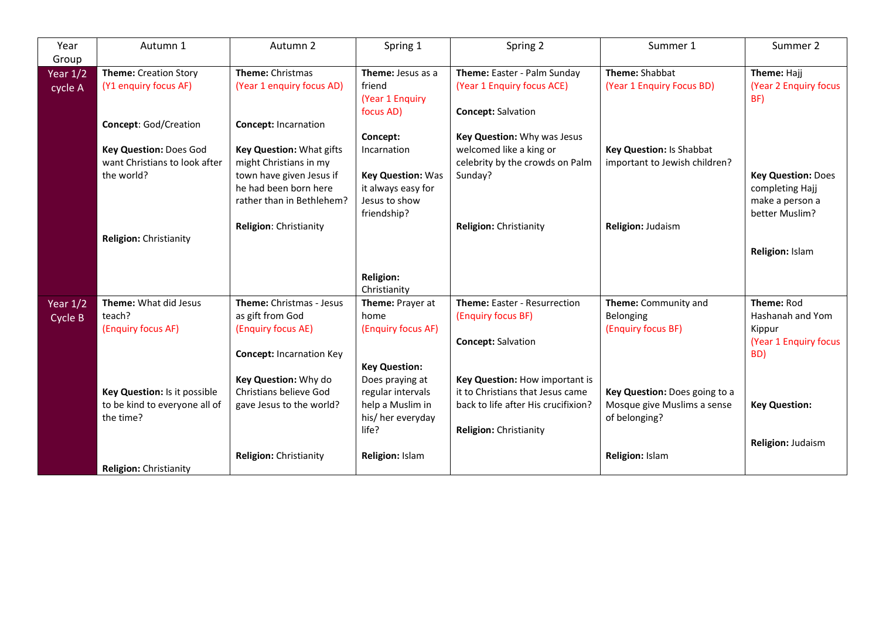| Year Group | Autumn 1 | Autumn 2 | Spring 1 | Spring 2 | Summer 1 | Summer 2 |
|---|---|---|---|---|---|---|
| Year 1/2 cycle A | **Theme:** Creation Story (Y1 enquiry focus AF)<br><br>**Concept**: God/Creation<br><br>**Key Question:** Does God want Christians to look after the world?<br><br>**Religion:** Christianity | **Theme:** Christmas (Year 1 enquiry focus AD)<br><br>**Concept:** Incarnation<br><br>**Key Question:** What gifts might Christians in my town have given Jesus if he had been born here rather than in Bethlehem?<br><br>**Religion**: Christianity | **Theme:** Jesus as a friend (Year 1 Enquiry focus AD)<br><br>**Concept:** Incarnation<br><br>**Key Question:** Was it always easy for Jesus to show friendship?<br><br>**Religion:** Christianity | **Theme:** Easter - Palm Sunday (Year 1 Enquiry focus ACE)<br><br>**Concept:** Salvation<br><br>**Key Question:** Why was Jesus welcomed like a king or celebrity by the crowds on Palm Sunday?<br><br>**Religion:** Christianity | **Theme:** Shabbat (Year 1 Enquiry Focus BD)<br><br>**Key Question:** Is Shabbat important to Jewish children?<br><br>**Religion:** Judaism | **Theme:** Hajj (Year 2 Enquiry focus BF)<br><br>**Key Question:** Does completing Hajj make a person a better Muslim?<br><br>**Religion:** Islam |
| Year 1/2 Cycle B | **Theme:** What did Jesus teach? (Enquiry focus AF)<br><br>**Key Question:** Is it possible to be kind to everyone all of the time?<br><br>**Religion:** Christianity | **Theme:** Christmas - Jesus as gift from God (Enquiry focus AE)<br><br>**Concept:** Incarnation Key<br><br>**Key Question:** Why do Christians believe God gave Jesus to the world?<br><br>**Religion:** Christianity | **Theme:** Prayer at home (Enquiry focus AF)<br><br>**Key Question:** Does praying at regular intervals help a Muslim in his/ her everyday life?<br><br>**Religion:** Islam | **Theme:** Easter - Resurrection (Enquiry focus BF)<br><br>**Concept:** Salvation<br><br>**Key Question:** How important is it to Christians that Jesus came back to life after His crucifixion?<br><br>**Religion:** Christianity | **Theme:** Community and Belonging (Enquiry focus BF)<br><br>**Key Question:** Does going to a Mosque give Muslims a sense of belonging?<br><br>**Religion:** Islam | **Theme:** Rod Hashanah and Yom Kippur (Year 1 Enquiry focus BD)<br><br>**Key Question:**<br><br>**Religion:** Judaism |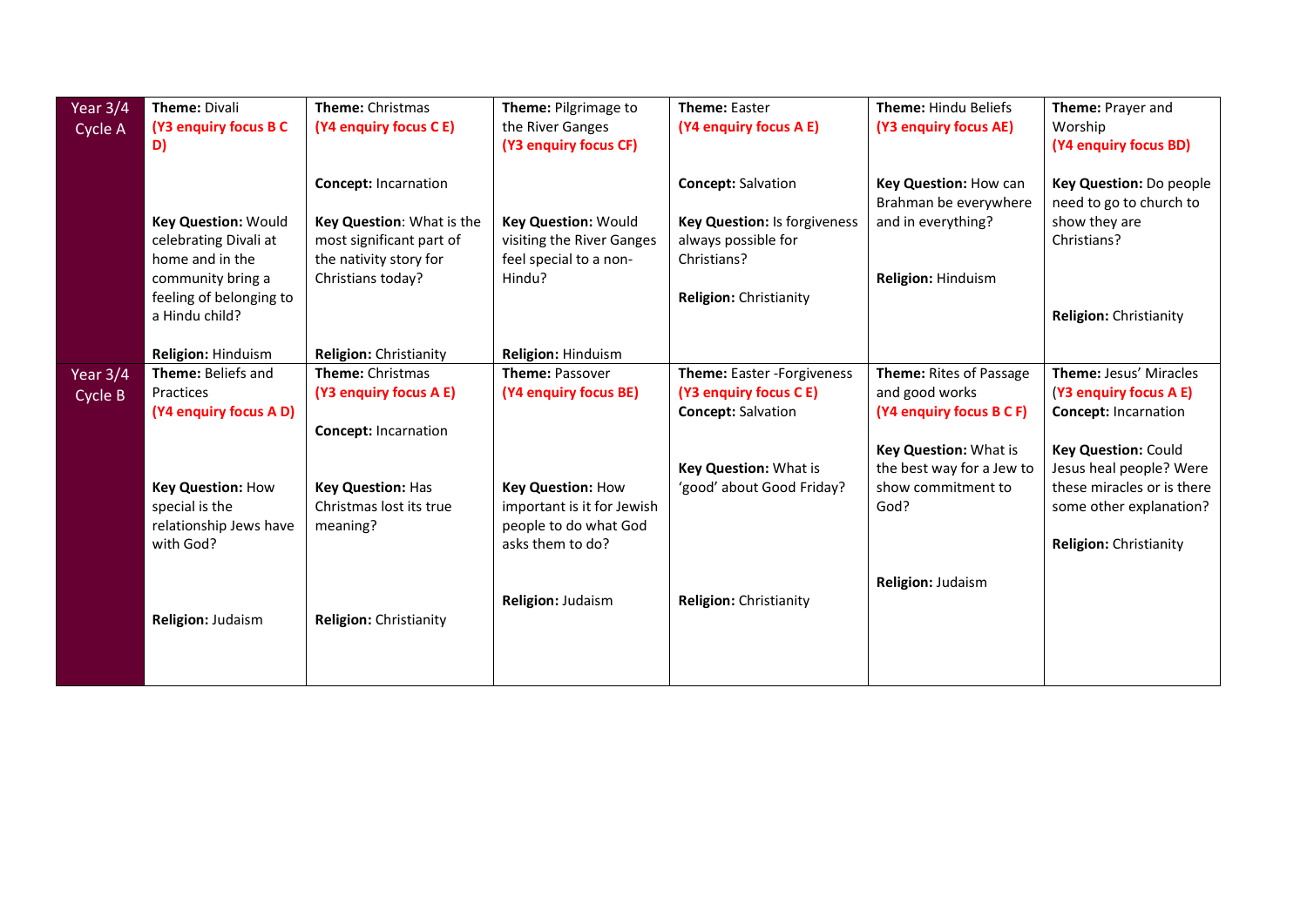| Year 3/4 | | | | | | |
|---|---|---|---|---|---|---|
| Year 3/4 Cycle A | **Theme:** Divali<br>**(Y3 enquiry focus B C D)**<br><br>**Key Question:** Would celebrating Divali at home and in the community bring a feeling of belonging to a Hindu child?<br><br>**Religion:** Hinduism | **Theme:** Christmas<br>**(Y4 enquiry focus C E)**<br><br>**Concept:** Incarnation<br><br>**Key Question:** What is the most significant part of the nativity story for Christians today?<br><br>**Religion:** Christianity | **Theme:** Pilgrimage to the River Ganges<br>**(Y3 enquiry focus CF)**<br><br>**Key Question:** Would visiting the River Ganges feel special to a non-Hindu?<br><br>**Religion:** Hinduism | **Theme:** Easter<br>**(Y4 enquiry focus A E)**<br><br>**Concept:** Salvation<br><br>**Key Question:** Is forgiveness always possible for Christians?<br><br>**Religion:** Christianity | **Theme:** Hindu Beliefs<br>**(Y3 enquiry focus AE)**<br><br>**Key Question:** How can Brahman be everywhere and in everything?<br><br>**Religion:** Hinduism | **Theme:** Prayer and Worship<br>**(Y4 enquiry focus BD)**<br><br>**Key Question:** Do people need to go to church to show they are Christians?<br><br>**Religion:** Christianity |
| Year 3/4 Cycle B | **Theme:** Beliefs and Practices<br>**(Y4 enquiry focus A D)**<br><br>**Key Question:** How special is the relationship Jews have with God?<br><br>**Religion:** Judaism | **Theme:** Christmas<br>**(Y3 enquiry focus A E)**<br><br>**Concept:** Incarnation<br><br>**Key Question:** Has Christmas lost its true meaning?<br><br>**Religion:** Christianity | **Theme:** Passover<br>**(Y4 enquiry focus BE)**<br><br>**Key Question:** How important is it for Jewish people to do what God asks them to do?<br><br>**Religion:** Judaism | **Theme:** Easter -Forgiveness<br>**(Y3 enquiry focus C E)**<br>**Concept:** Salvation<br><br>**Key Question:** What is 'good' about Good Friday?<br><br>**Religion:** Christianity | **Theme:** Rites of Passage and good works<br>**(Y4 enquiry focus B C F)**<br><br>**Key Question:** What is the best way for a Jew to show commitment to God?<br><br>**Religion:** Judaism | **Theme:** Jesus' Miracles<br>**(Y3 enquiry focus A E)**<br>**Concept:** Incarnation<br><br>**Key Question:** Could Jesus heal people? Were these miracles or is there some other explanation?<br><br>**Religion:** Christianity |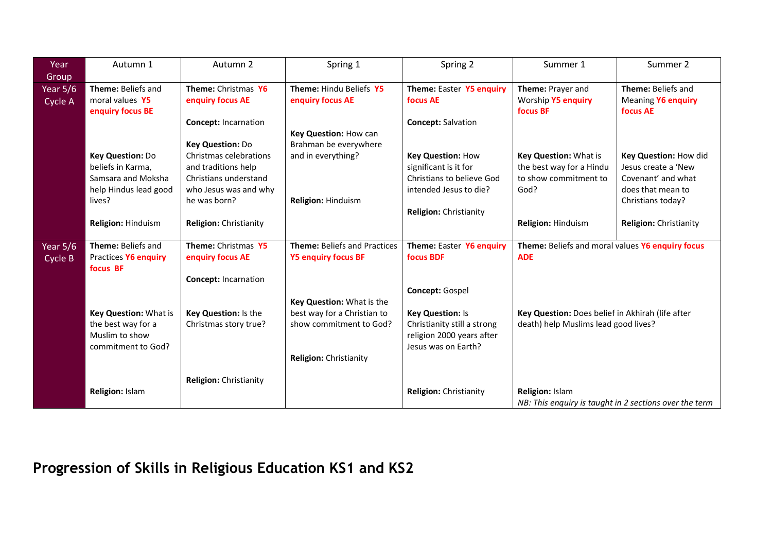| Year Group | Autumn 1 | Autumn 2 | Spring 1 | Spring 2 | Summer 1 | Summer 2 |
|---|---|---|---|---|---|---|
| Year 5/6 Cycle A | **Theme:** Beliefs and moral values **Y5 enquiry focus BE**<br><br>**Key Question:** Do beliefs in Karma, Samsara and Moksha help Hindus lead good lives?<br><br>**Religion:** Hinduism | **Theme:** Christmas **Y6 enquiry focus AE**<br><br>**Concept:** Incarnation<br><br>**Key Question:** Do Christmas celebrations and traditions help Christians understand who Jesus was and why he was born?<br><br>**Religion:** Christianity | **Theme:** Hindu Beliefs **Y5 enquiry focus AE**<br><br>**Key Question:** How can Brahman be everywhere and in everything?<br><br>**Religion:** Hinduism | **Theme:** Easter **Y5 enquiry focus AE**<br><br>**Concept:** Salvation<br><br>**Key Question:** How significant is it for Christians to believe God intended Jesus to die?<br><br>**Religion:** Christianity | **Theme:** Prayer and Worship **Y5 enquiry focus BF**<br><br>**Key Question:** What is the best way for a Hindu to show commitment to God?<br><br>**Religion:** Hinduism | **Theme:** Beliefs and Meaning **Y6 enquiry focus AE**<br><br>**Key Question:** How did Jesus create a 'New Covenant' and what does that mean to Christians today?<br><br>**Religion:** Christianity |
| Year 5/6 Cycle B | **Theme:** Beliefs and Practices **Y6 enquiry focus BF**<br><br>**Key Question:** What is the best way for a Muslim to show commitment to God?<br><br>**Religion:** Islam | **Theme:** Christmas **Y5 enquiry focus AE**<br><br>**Concept:** Incarnation<br><br>**Key Question:** Is the Christmas story true?<br><br>**Religion:** Christianity | **Theme:** Beliefs and Practices **Y5 enquiry focus BF**<br><br>**Key Question:** What is the best way for a Christian to show commitment to God?<br><br>**Religion:** Christianity | **Theme:** Easter **Y6 enquiry focus BDF**<br><br>**Concept:** Gospel<br><br>**Key Question:** Is Christianity still a strong religion 2000 years after Jesus was on Earth?<br><br>**Religion:** Christianity | **Theme:** Beliefs and moral values **Y6 enquiry focus ADE**<br><br>**Key Question:** Does belief in Akhirah (life after death) help Muslims lead good lives?<br><br>**Religion:** Islam<br>*NB: This enquiry is taught in 2 sections over the term* | |

## Progression of Skills in Religious Education KS1 and KS2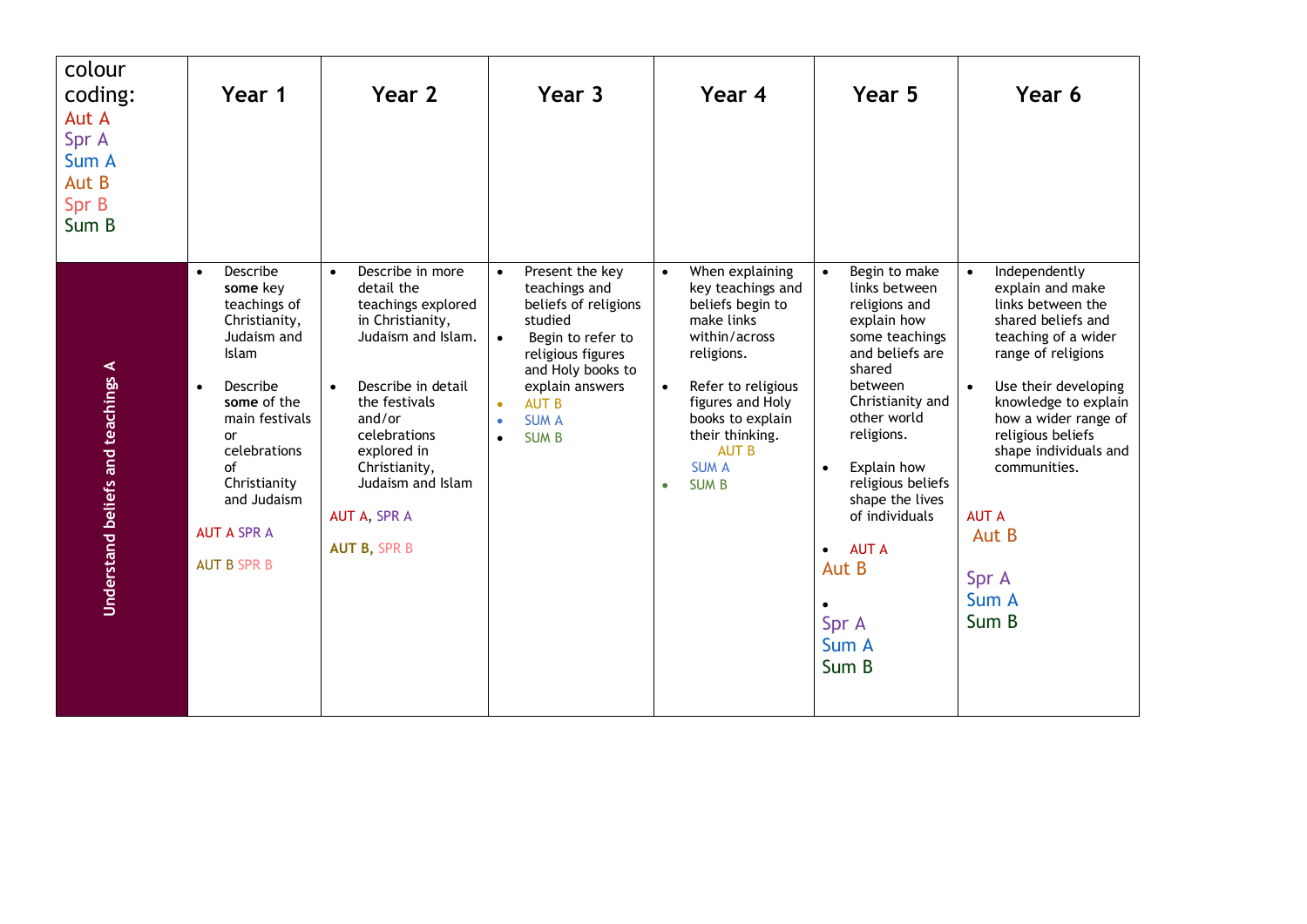| colour coding: Aut A Spr A Sum A Aut B Spr B Sum B | Year 1 | Year 2 | Year 3 | Year 4 | Year 5 | Year 6 |
|---|---|---|---|---|---|---|
| **Understand beliefs and teachings A** | • Describe **some** key teachings of Christianity, Judaism and Islam<br><br>• Describe **some** of the main festivals or celebrations of Christianity and Judaism<br><br>AUT A SPR A<br><br>AUT B SPR B | • Describe in more detail the teachings explored in Christianity, Judaism and Islam.<br><br>• Describe in detail the festivals and/or celebrations explored in Christianity, Judaism and Islam<br><br>AUT A, SPR A<br><br>**AUT B,** SPR B | • Present the key teachings and beliefs of religions studied<br>• Begin to refer to religious figures and Holy books to explain answers<br>• AUT B<br>• SUM A<br>• SUM B | • When explaining key teachings and beliefs begin to make links within/across religions.<br><br>• Refer to religious figures and Holy books to explain their thinking.<br>AUT B<br>SUM A<br>• SUM B | • Begin to make links between religions and explain how some teachings and beliefs are shared between Christianity and other world religions.<br><br>• Explain how religious beliefs shape the lives of individuals<br><br>• AUT A<br>Aut B<br><br>•<br>Spr A<br>Sum A<br>Sum B | • Independently explain and make links between the shared beliefs and teaching of a wider range of religions<br><br>• Use their developing knowledge to explain how a wider range of religious beliefs shape individuals and communities.<br><br>AUT A<br>Aut B<br><br>Spr A<br>Sum A<br>Sum B |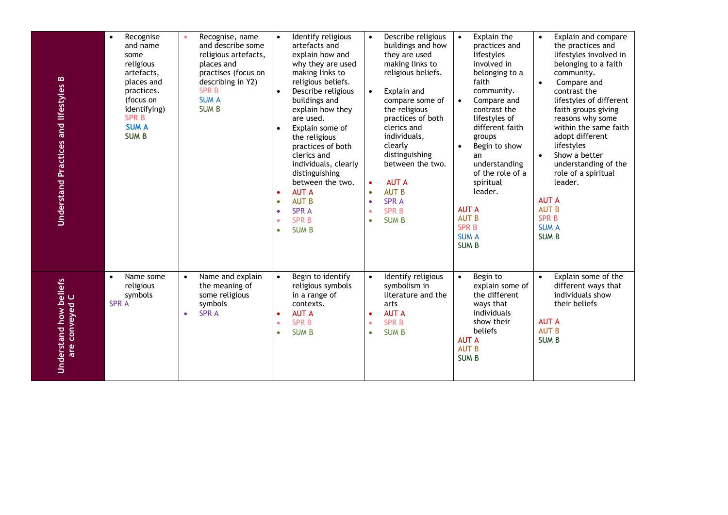| | | | | | | |
|---|---|---|---|---|---|---|
| **Understand Practices and lifestyles B** | • Recognise and name some religious artefacts, places and practices. (focus on identifying)<br>SPR B<br>SUM A<br>SUM B | • Recognise, name and describe some religious artefacts, places and practises (focus on describing in Y2)<br>SPR B<br>SUM A<br>SUM B | • Identify religious artefacts and explain how and why they are used making links to religious beliefs.<br>• Describe religious buildings and explain how they are used.<br>• Explain some of the religious practices of both clerics and individuals, clearly distinguishing between the two.<br>• AUT A<br>• AUT B<br>• SPR A<br>• SPR B<br>• SUM B | • Describe religious buildings and how they are used making links to religious beliefs.<br>• Explain and compare some of the religious practices of both clerics and individuals, clearly distinguishing between the two.<br>• AUT A<br>• AUT B<br>• SPR A<br>• SPR B<br>• SUM B | • Explain the practices and lifestyles involved in belonging to a faith community.<br>• Compare and contrast the lifestyles of different faith groups<br>• Begin to show an understanding of the role of a spiritual leader.<br>AUT A<br>AUT B<br>SPR B<br>SUM A<br>SUM B | • Explain and compare the practices and lifestyles involved in belonging to a faith community.<br>• Compare and contrast the lifestyles of different faith groups giving reasons why some within the same faith adopt different lifestyles<br>• Show a better understanding of the role of a spiritual leader.<br>AUT A<br>AUT B<br>SPR B<br>SUM A<br>SUM B |
| **Understand how beliefs are conveyed C** | • Name some religious symbols<br>SPR A | • Name and explain the meaning of some religious symbols<br>• SPR A | • Begin to identify religious symbols in a range of contexts.<br>• AUT A<br>• SPR B<br>• SUM B | • Identify religious symbolism in literature and the arts<br>• AUT A<br>• SPR B<br>• SUM B | • Begin to explain some of the different ways that individuals show their beliefs<br>AUT A<br>AUT B<br>SUM B | • Explain some of the different ways that individuals show their beliefs<br>AUT A<br>AUT B<br>SUM B |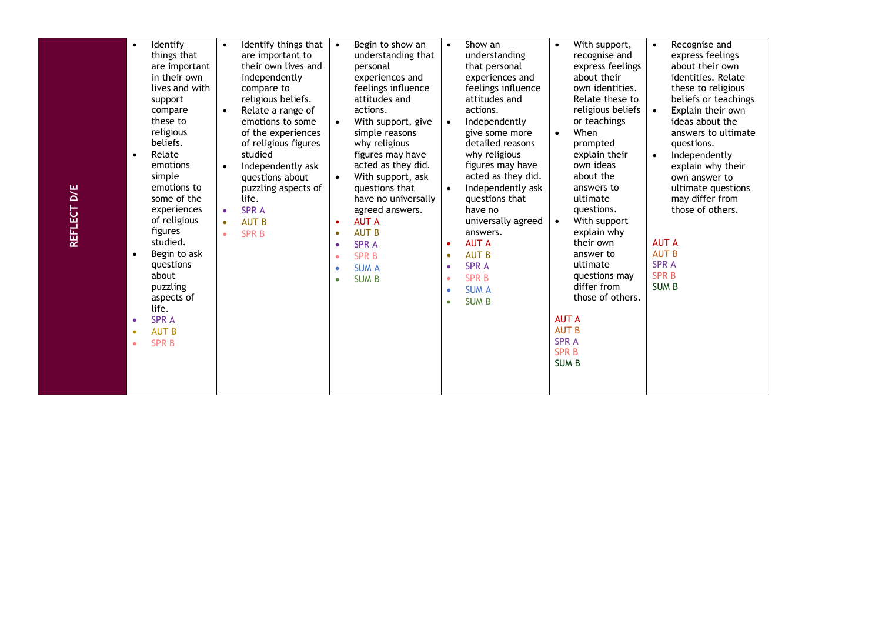| REFLECT D/E | <ul><li>Identify things that are important in their own lives and with support compare these to religious beliefs.</li><li>Relate emotions simple emotions to some of the experiences of religious figures studied.</li><li>Begin to ask questions about puzzling aspects of life.</li><li>SPR A</li><li>AUT B</li><li>SPR B</li></ul> | <ul><li>Identify things that are important to their own lives and independently compare to religious beliefs.</li><li>Relate a range of emotions to some of the experiences of religious figures studied</li><li>Independently ask questions about puzzling aspects of life.</li><li>SPR A</li><li>AUT B</li><li>SPR B</li></ul> | <ul><li>Begin to show an understanding that personal experiences and feelings influence attitudes and actions.</li><li>With support, give simple reasons why religious figures may have acted as they did.</li><li>With support, ask questions that have no universally agreed answers.</li><li>AUT A</li><li>AUT B</li><li>SPR A</li><li>SPR B</li><li>SUM A</li><li>SUM B</li></ul> | <ul><li>Show an understanding that personal experiences and feelings influence attitudes and actions.</li><li>Independently give some more detailed reasons why religious figures may have acted as they did.</li><li>Independently ask questions that have no universally agreed answers.</li><li>AUT A</li><li>AUT B</li><li>SPR A</li><li>SPR B</li><li>SUM A</li><li>SUM B</li></ul> | <ul><li>With support, recognise and express feelings about their own identities. Relate these to religious beliefs or teachings</li><li>When prompted explain their own ideas about the answers to ultimate questions.</li><li>With support explain why their own answer to ultimate questions may differ from those of others.</li></ul>AUT A<br>AUT B<br>SPR A<br>SPR B<br>SUM B | <ul><li>Recognise and express feelings about their own identities. Relate these to religious beliefs or teachings</li><li>Explain their own ideas about the answers to ultimate questions.</li><li>Independently explain why their own answer to ultimate questions may differ from those of others.</li></ul>AUT A<br>AUT B<br>SPR A<br>SPR B<br>SUM B |
|---|---|---|---|---|---|---|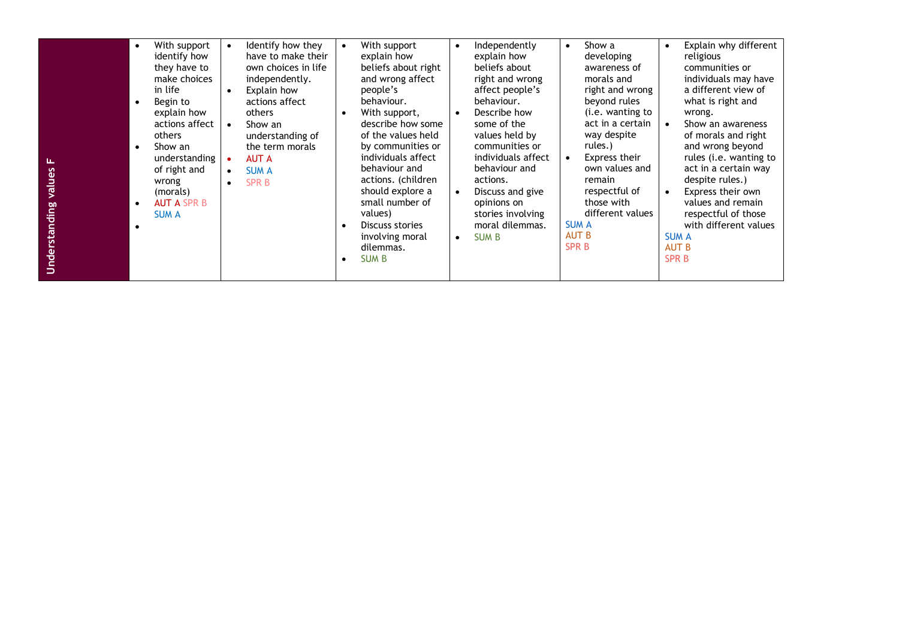| | | | | | | |
|---|---|---|---|---|---|---|
| **Understanding values F** | • With support identify how they have to make choices in life<br>• Begin to explain how actions affect others<br>• Show an understanding of right and wrong (morals)<br>• AUT A SPR B SUM A<br>• | • Identify how they have to make their own choices in life independently.<br>• Explain how actions affect others<br>• Show an understanding of the term morals<br>• AUT A<br>• SUM A<br>• SPR B | • With support explain how beliefs about right and wrong affect people's behaviour.<br>• With support, describe how some of the values held by communities or individuals affect behaviour and actions. (children should explore a small number of values)<br>• Discuss stories involving moral dilemmas.<br>• SUM B | • Independently explain how beliefs about right and wrong affect people's behaviour.<br>• Describe how some of the values held by communities or individuals affect behaviour and actions.<br>• Discuss and give opinions on stories involving moral dilemmas.<br>• SUM B | • Show a developing awareness of morals and right and wrong beyond rules (i.e. wanting to act in a certain way despite rules.)<br>• Express their own values and remain respectful of those with different values<br>SUM A<br>AUT B<br>SPR B | • Explain why different religious communities or individuals may have a different view of what is right and wrong.<br>• Show an awareness of morals and right and wrong beyond rules (i.e. wanting to act in a certain way despite rules.)<br>• Express their own values and remain respectful of those with different values<br>SUM A<br>AUT B<br>SPR B |